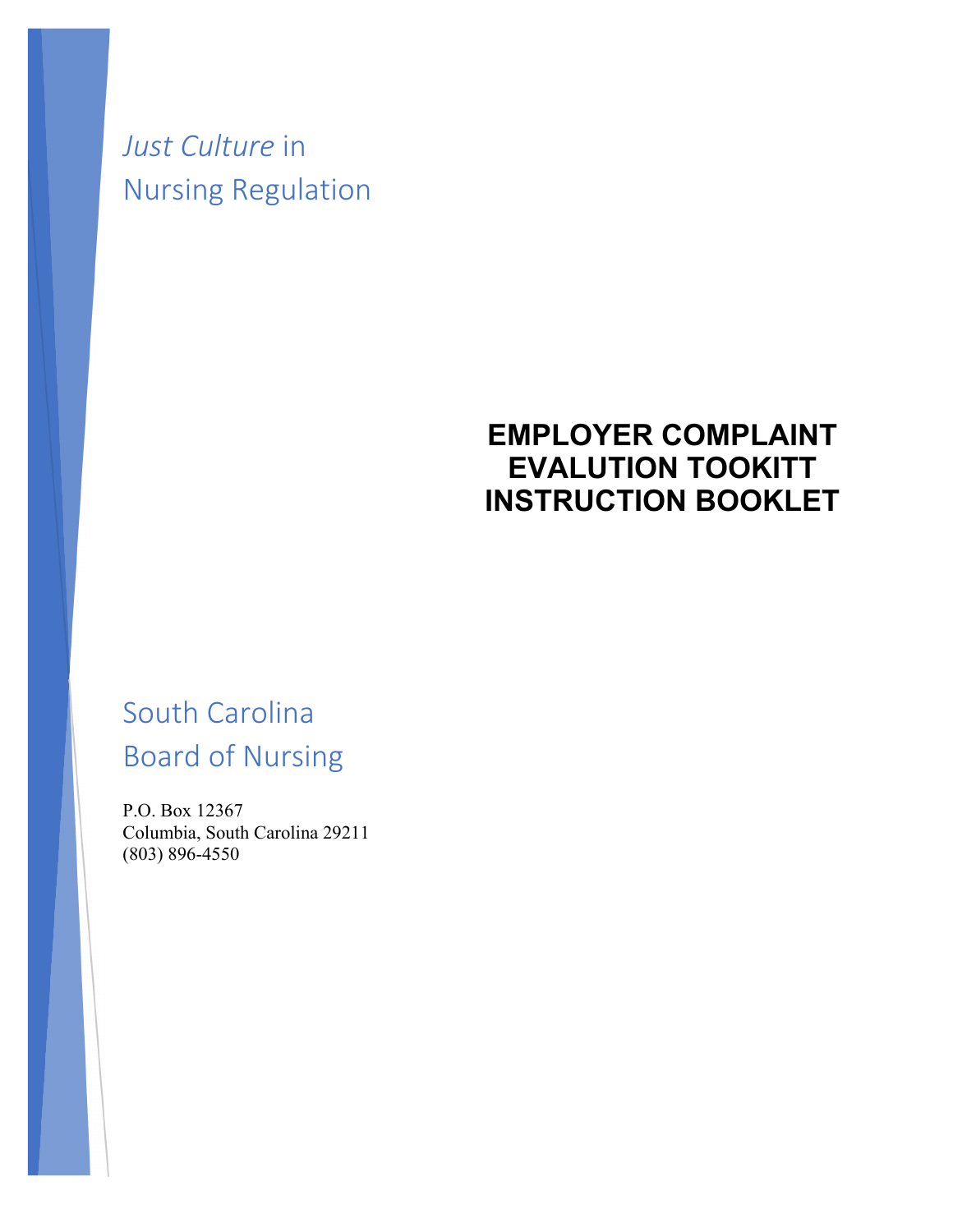# *Just Culture* in Nursing Regulation

## EMPLOYER COMPLAINT EVALUTION TOOKITT INSTRUCTION BOOKLET

South Carolina
Board of Nursing

P.O. Box 12367
Columbia, South Carolina 29211
(803) 896-4550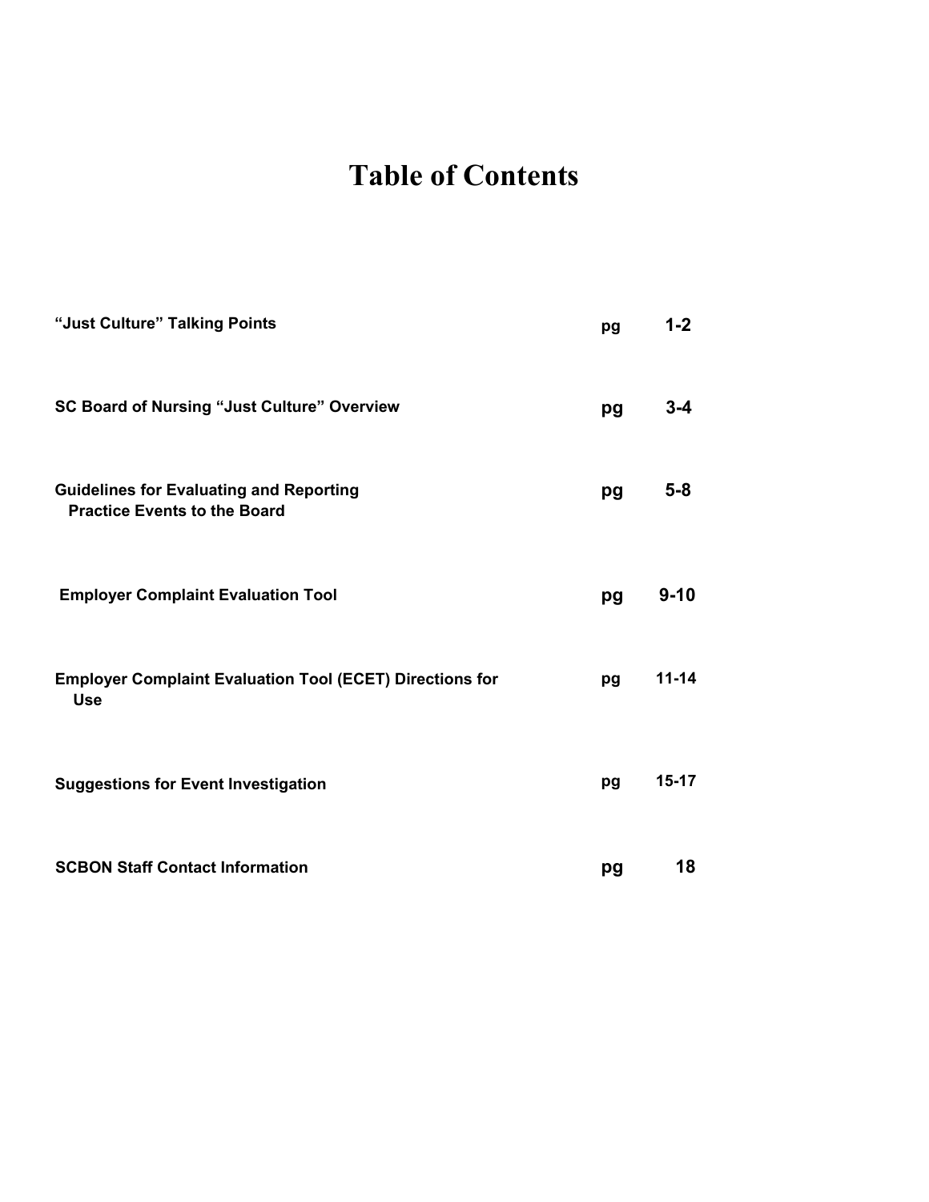# Table of Contents

| | | |
|---|---|---|
| **“Just Culture” Talking Points** | **pg** | **1-2** |
| **SC Board of Nursing “Just Culture” Overview** | **pg** | **3-4** |
| **Guidelines for Evaluating and Reporting Practice Events to the Board** | **pg** | **5-8** |
| **Employer Complaint Evaluation Tool** | **pg** | **9-10** |
| **Employer Complaint Evaluation Tool (ECET) Directions for Use** | **pg** | **11-14** |
| **Suggestions for Event Investigation** | **pg** | **15-17** |
| **SCBON Staff Contact Information** | **pg** | **18** |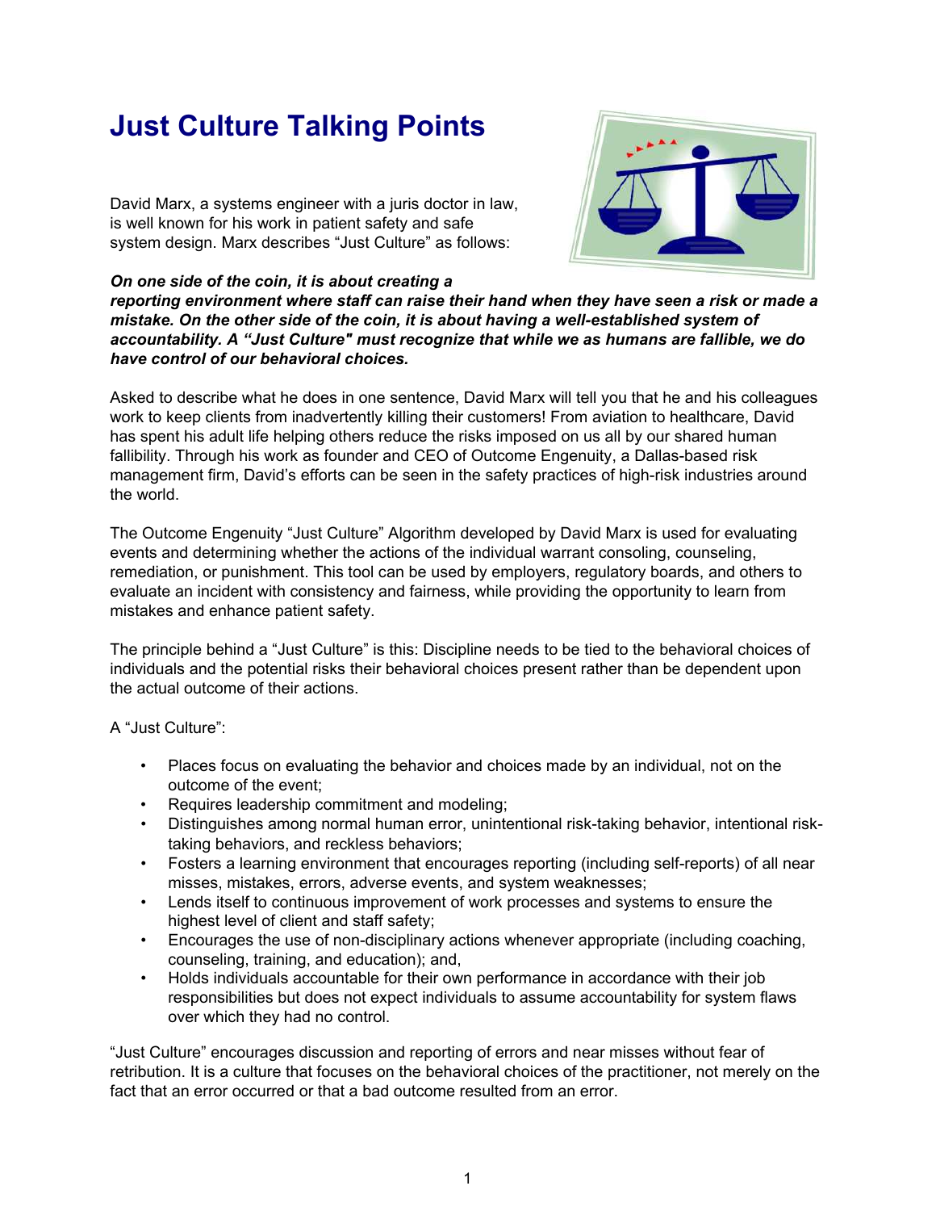# Just Culture Talking Points

David Marx, a systems engineer with a juris doctor in law, is well known for his work in patient safety and safe system design. Marx describes "Just Culture" as follows:

***On one side of the coin, it is about creating a reporting environment where staff can raise their hand when they have seen a risk or made a mistake. On the other side of the coin, it is about having a well-established system of accountability. A "Just Culture" must recognize that while we as humans are fallible, we do have control of our behavioral choices.***

Asked to describe what he does in one sentence, David Marx will tell you that he and his colleagues work to keep clients from inadvertently killing their customers! From aviation to healthcare, David has spent his adult life helping others reduce the risks imposed on us all by our shared human fallibility. Through his work as founder and CEO of Outcome Engenuity, a Dallas-based risk management firm, David's efforts can be seen in the safety practices of high-risk industries around the world.

The Outcome Engenuity "Just Culture" Algorithm developed by David Marx is used for evaluating events and determining whether the actions of the individual warrant consoling, counseling, remediation, or punishment. This tool can be used by employers, regulatory boards, and others to evaluate an incident with consistency and fairness, while providing the opportunity to learn from mistakes and enhance patient safety.

The principle behind a "Just Culture" is this: Discipline needs to be tied to the behavioral choices of individuals and the potential risks their behavioral choices present rather than be dependent upon the actual outcome of their actions.

A "Just Culture":

- Places focus on evaluating the behavior and choices made by an individual, not on the outcome of the event;
- Requires leadership commitment and modeling;
- Distinguishes among normal human error, unintentional risk-taking behavior, intentional risk-taking behaviors, and reckless behaviors;
- Fosters a learning environment that encourages reporting (including self-reports) of all near misses, mistakes, errors, adverse events, and system weaknesses;
- Lends itself to continuous improvement of work processes and systems to ensure the highest level of client and staff safety;
- Encourages the use of non-disciplinary actions whenever appropriate (including coaching, counseling, training, and education); and,
- Holds individuals accountable for their own performance in accordance with their job responsibilities but does not expect individuals to assume accountability for system flaws over which they had no control.

"Just Culture" encourages discussion and reporting of errors and near misses without fear of retribution. It is a culture that focuses on the behavioral choices of the practitioner, not merely on the fact that an error occurred or that a bad outcome resulted from an error.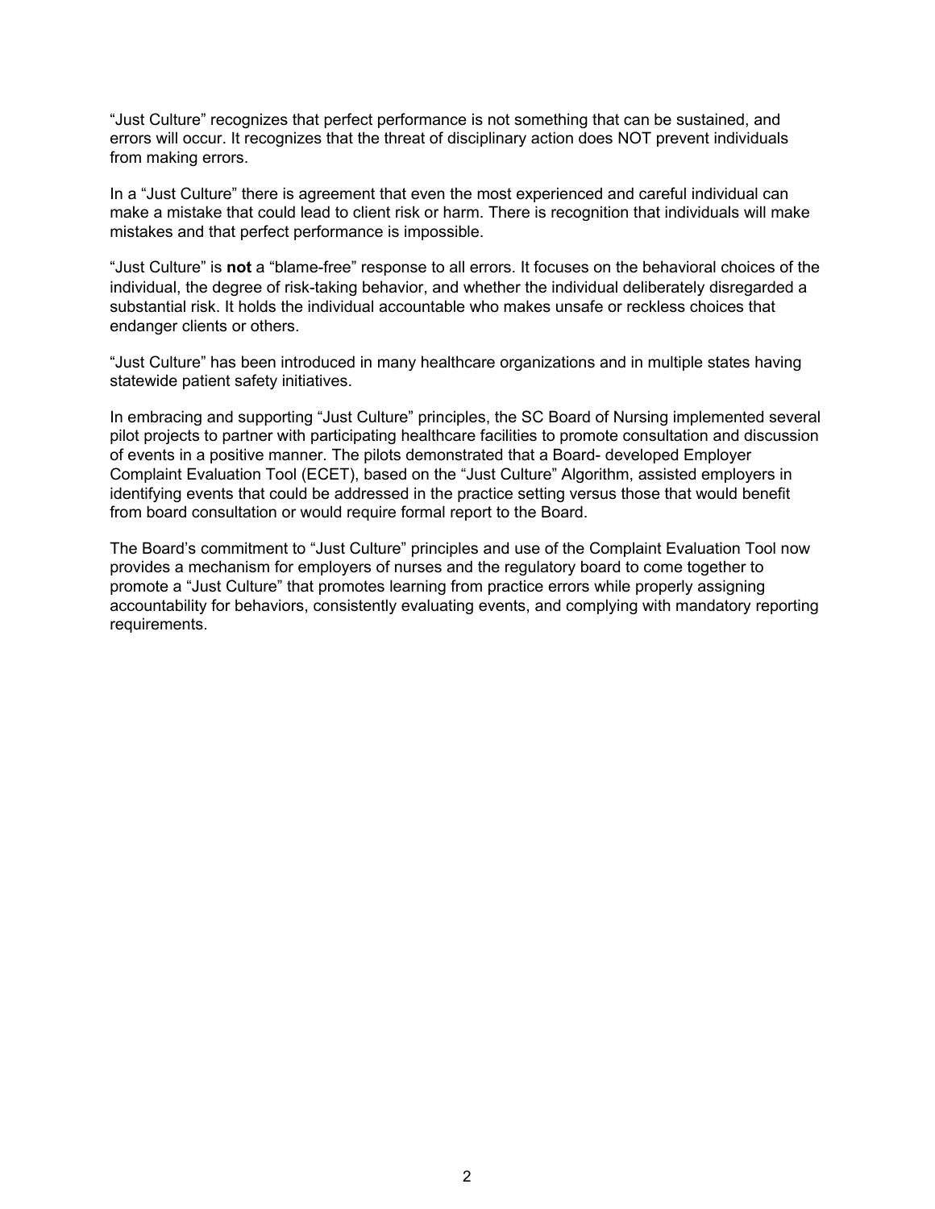"Just Culture" recognizes that perfect performance is not something that can be sustained, and errors will occur. It recognizes that the threat of disciplinary action does NOT prevent individuals from making errors.

In a "Just Culture" there is agreement that even the most experienced and careful individual can make a mistake that could lead to client risk or harm. There is recognition that individuals will make mistakes and that perfect performance is impossible.

"Just Culture" is **not** a "blame-free" response to all errors. It focuses on the behavioral choices of the individual, the degree of risk-taking behavior, and whether the individual deliberately disregarded a substantial risk. It holds the individual accountable who makes unsafe or reckless choices that endanger clients or others.

"Just Culture" has been introduced in many healthcare organizations and in multiple states having statewide patient safety initiatives.

In embracing and supporting "Just Culture" principles, the SC Board of Nursing implemented several pilot projects to partner with participating healthcare facilities to promote consultation and discussion of events in a positive manner. The pilots demonstrated that a Board- developed Employer Complaint Evaluation Tool (ECET), based on the "Just Culture" Algorithm, assisted employers in identifying events that could be addressed in the practice setting versus those that would benefit from board consultation or would require formal report to the Board.

The Board's commitment to "Just Culture" principles and use of the Complaint Evaluation Tool now provides a mechanism for employers of nurses and the regulatory board to come together to promote a "Just Culture" that promotes learning from practice errors while properly assigning accountability for behaviors, consistently evaluating events, and complying with mandatory reporting requirements.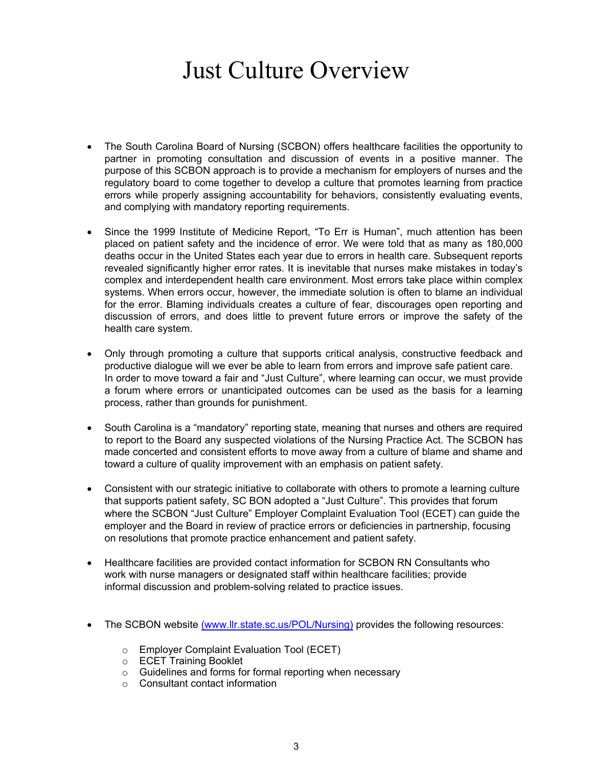# Just Culture Overview

- The South Carolina Board of Nursing (SCBON) offers healthcare facilities the opportunity to partner in promoting consultation and discussion of events in a positive manner. The purpose of this SCBON approach is to provide a mechanism for employers of nurses and the regulatory board to come together to develop a culture that promotes learning from practice errors while properly assigning accountability for behaviors, consistently evaluating events, and complying with mandatory reporting requirements.

- Since the 1999 Institute of Medicine Report, "To Err is Human", much attention has been placed on patient safety and the incidence of error. We were told that as many as 180,000 deaths occur in the United States each year due to errors in health care. Subsequent reports revealed significantly higher error rates. It is inevitable that nurses make mistakes in today's complex and interdependent health care environment. Most errors take place within complex systems. When errors occur, however, the immediate solution is often to blame an individual for the error. Blaming individuals creates a culture of fear, discourages open reporting and discussion of errors, and does little to prevent future errors or improve the safety of the health care system.

- Only through promoting a culture that supports critical analysis, constructive feedback and productive dialogue will we ever be able to learn from errors and improve safe patient care. In order to move toward a fair and "Just Culture", where learning can occur, we must provide a forum where errors or unanticipated outcomes can be used as the basis for a learning process, rather than grounds for punishment.

- South Carolina is a "mandatory" reporting state, meaning that nurses and others are required to report to the Board any suspected violations of the Nursing Practice Act. The SCBON has made concerted and consistent efforts to move away from a culture of blame and shame and toward a culture of quality improvement with an emphasis on patient safety.

- Consistent with our strategic initiative to collaborate with others to promote a learning culture that supports patient safety, SC BON adopted a "Just Culture". This provides that forum where the SCBON "Just Culture" Employer Complaint Evaluation Tool (ECET) can guide the employer and the Board in review of practice errors or deficiencies in partnership, focusing on resolutions that promote practice enhancement and patient safety.

- Healthcare facilities are provided contact information for SCBON RN Consultants who work with nurse managers or designated staff within healthcare facilities; provide informal discussion and problem-solving related to practice issues.

- The SCBON website (www.llr.state.sc.us/POL/Nursing) provides the following resources:
  - Employer Complaint Evaluation Tool (ECET)
  - ECET Training Booklet
  - Guidelines and forms for formal reporting when necessary
  - Consultant contact information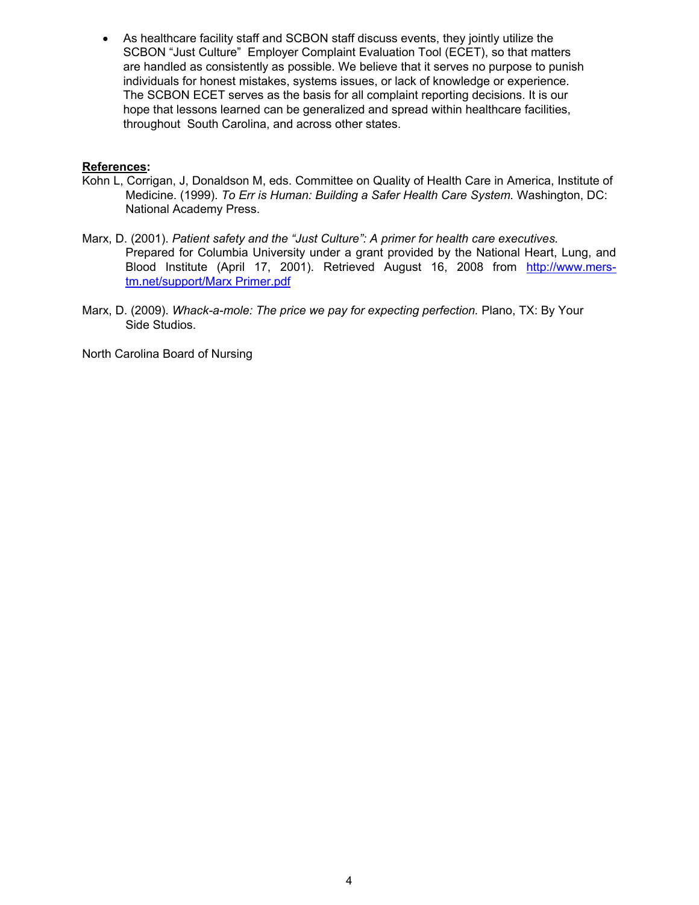- As healthcare facility staff and SCBON staff discuss events, they jointly utilize the SCBON "Just Culture" Employer Complaint Evaluation Tool (ECET), so that matters are handled as consistently as possible. We believe that it serves no purpose to punish individuals for honest mistakes, systems issues, or lack of knowledge or experience. The SCBON ECET serves as the basis for all complaint reporting decisions. It is our hope that lessons learned can be generalized and spread within healthcare facilities, throughout South Carolina, and across other states.

**References:**

Kohn L, Corrigan, J, Donaldson M, eds. Committee on Quality of Health Care in America, Institute of Medicine. (1999). *To Err is Human: Building a Safer Health Care System.* Washington, DC: National Academy Press.

Marx, D. (2001). *Patient safety and the "Just Culture": A primer for health care executives.* Prepared for Columbia University under a grant provided by the National Heart, Lung, and Blood Institute (April 17, 2001). Retrieved August 16, 2008 from [http://www.mers-tm.net/support/Marx Primer.pdf](http://www.mers-tm.net/support/Marx Primer.pdf)

Marx, D. (2009). *Whack-a-mole: The price we pay for expecting perfection.* Plano, TX: By Your Side Studios.

North Carolina Board of Nursing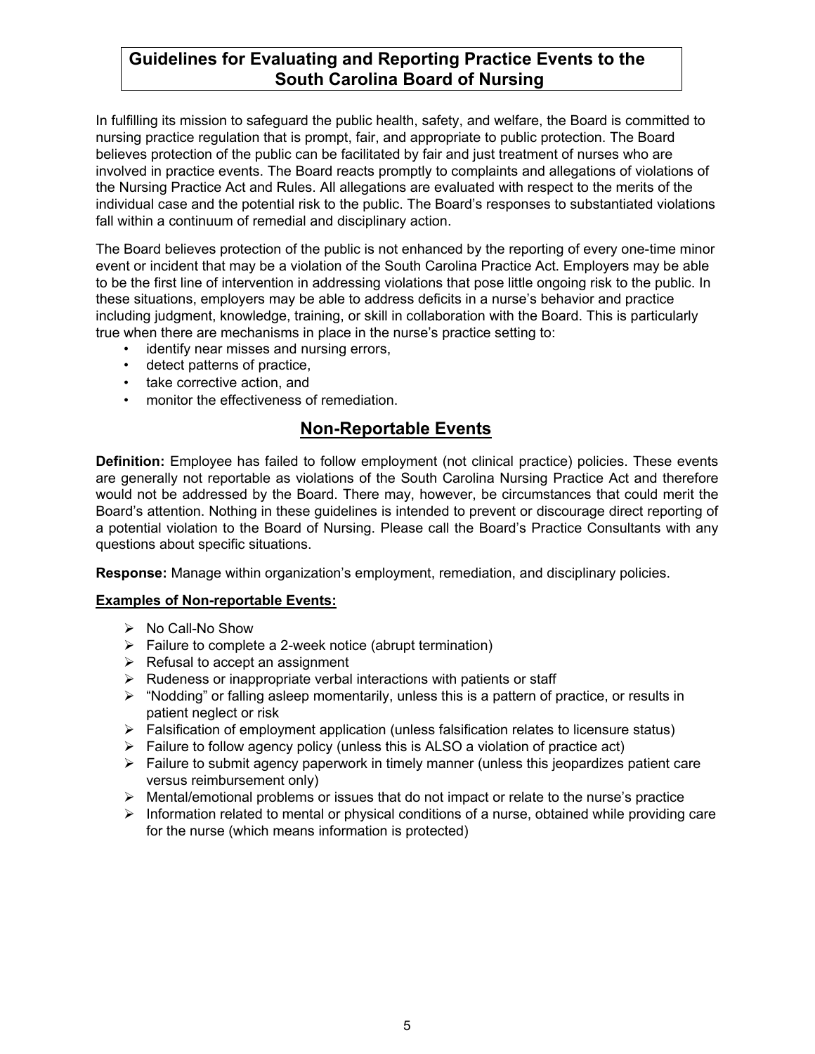# Guidelines for Evaluating and Reporting Practice Events to the South Carolina Board of Nursing

In fulfilling its mission to safeguard the public health, safety, and welfare, the Board is committed to nursing practice regulation that is prompt, fair, and appropriate to public protection. The Board believes protection of the public can be facilitated by fair and just treatment of nurses who are involved in practice events. The Board reacts promptly to complaints and allegations of violations of the Nursing Practice Act and Rules. All allegations are evaluated with respect to the merits of the individual case and the potential risk to the public. The Board's responses to substantiated violations fall within a continuum of remedial and disciplinary action.

The Board believes protection of the public is not enhanced by the reporting of every one-time minor event or incident that may be a violation of the South Carolina Practice Act. Employers may be able to be the first line of intervention in addressing violations that pose little ongoing risk to the public. In these situations, employers may be able to address deficits in a nurse's behavior and practice including judgment, knowledge, training, or skill in collaboration with the Board. This is particularly true when there are mechanisms in place in the nurse's practice setting to:

- identify near misses and nursing errors,
- detect patterns of practice,
- take corrective action, and
- monitor the effectiveness of remediation.

## Non-Reportable Events

**Definition:** Employee has failed to follow employment (not clinical practice) policies. These events are generally not reportable as violations of the South Carolina Nursing Practice Act and therefore would not be addressed by the Board. There may, however, be circumstances that could merit the Board's attention. Nothing in these guidelines is intended to prevent or discourage direct reporting of a potential violation to the Board of Nursing. Please call the Board's Practice Consultants with any questions about specific situations.

**Response:** Manage within organization's employment, remediation, and disciplinary policies.

**Examples of Non-reportable Events:**

- No Call-No Show
- Failure to complete a 2-week notice (abrupt termination)
- Refusal to accept an assignment
- Rudeness or inappropriate verbal interactions with patients or staff
- "Nodding" or falling asleep momentarily, unless this is a pattern of practice, or results in patient neglect or risk
- Falsification of employment application (unless falsification relates to licensure status)
- Failure to follow agency policy (unless this is ALSO a violation of practice act)
- Failure to submit agency paperwork in timely manner (unless this jeopardizes patient care versus reimbursement only)
- Mental/emotional problems or issues that do not impact or relate to the nurse's practice
- Information related to mental or physical conditions of a nurse, obtained while providing care for the nurse (which means information is protected)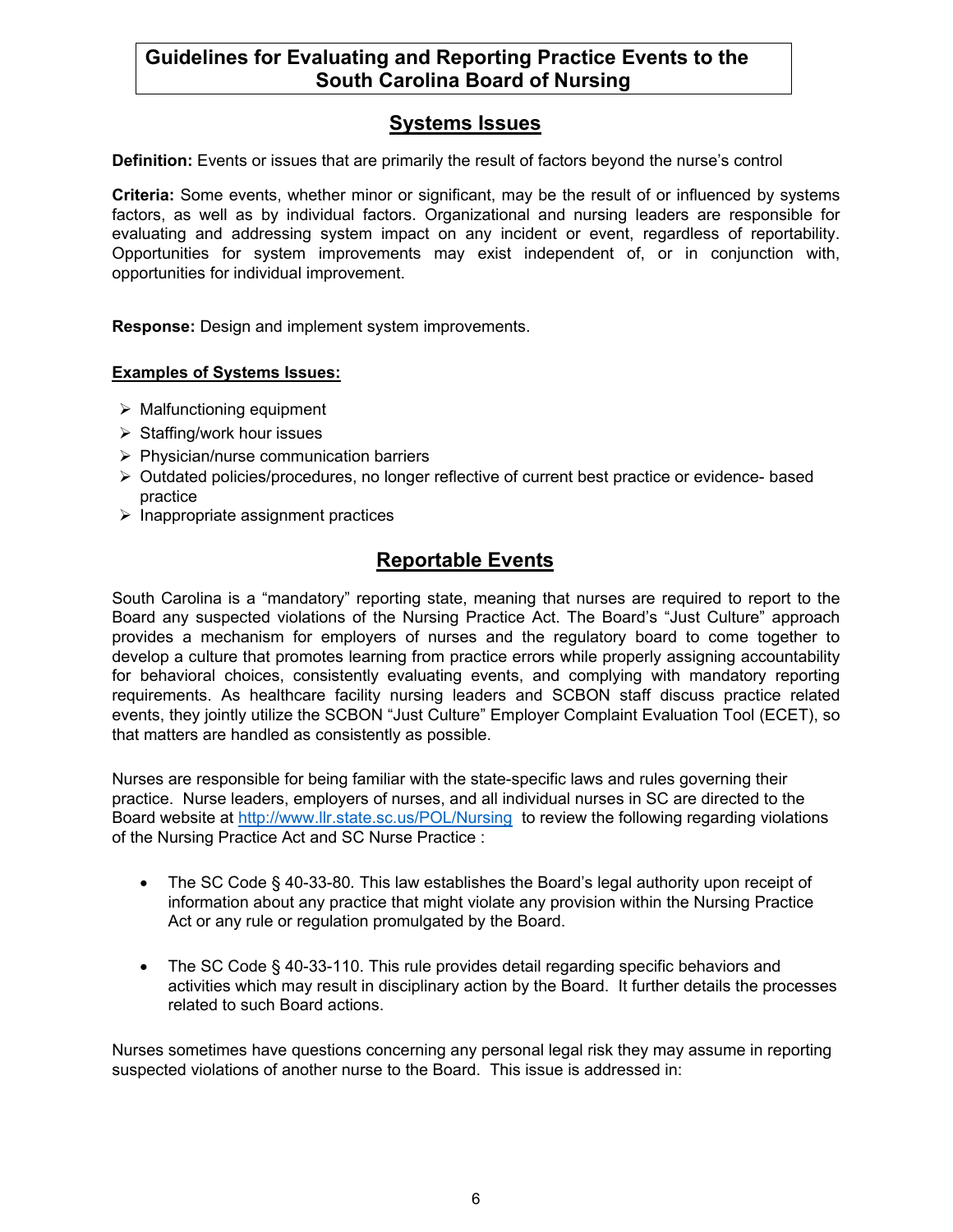# Guidelines for Evaluating and Reporting Practice Events to the South Carolina Board of Nursing

## Systems Issues

**Definition:** Events or issues that are primarily the result of factors beyond the nurse's control

**Criteria:** Some events, whether minor or significant, may be the result of or influenced by systems factors, as well as by individual factors. Organizational and nursing leaders are responsible for evaluating and addressing system impact on any incident or event, regardless of reportability. Opportunities for system improvements may exist independent of, or in conjunction with, opportunities for individual improvement.

**Response:** Design and implement system improvements.

**Examples of Systems Issues:**

- Malfunctioning equipment
- Staffing/work hour issues
- Physician/nurse communication barriers
- Outdated policies/procedures, no longer reflective of current best practice or evidence- based practice
- Inappropriate assignment practices

## Reportable Events

South Carolina is a "mandatory" reporting state, meaning that nurses are required to report to the Board any suspected violations of the Nursing Practice Act. The Board's "Just Culture" approach provides a mechanism for employers of nurses and the regulatory board to come together to develop a culture that promotes learning from practice errors while properly assigning accountability for behavioral choices, consistently evaluating events, and complying with mandatory reporting requirements. As healthcare facility nursing leaders and SCBON staff discuss practice related events, they jointly utilize the SCBON "Just Culture" Employer Complaint Evaluation Tool (ECET), so that matters are handled as consistently as possible.

Nurses are responsible for being familiar with the state-specific laws and rules governing their practice. Nurse leaders, employers of nurses, and all individual nurses in SC are directed to the Board website at [http://www.llr.state.sc.us/POL/Nursing](http://www.llr.state.sc.us/POL/Nursing) to review the following regarding violations of the Nursing Practice Act and SC Nurse Practice :

- The SC Code § 40-33-80. This law establishes the Board's legal authority upon receipt of information about any practice that might violate any provision within the Nursing Practice Act or any rule or regulation promulgated by the Board.
- The SC Code § 40-33-110. This rule provides detail regarding specific behaviors and activities which may result in disciplinary action by the Board. It further details the processes related to such Board actions.

Nurses sometimes have questions concerning any personal legal risk they may assume in reporting suspected violations of another nurse to the Board. This issue is addressed in: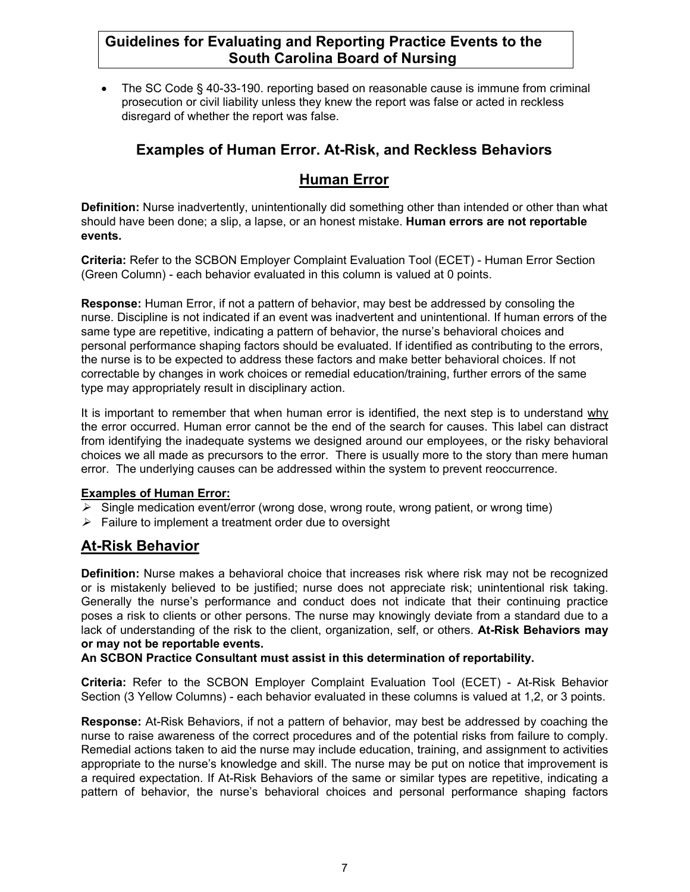**Guidelines for Evaluating and Reporting Practice Events to the South Carolina Board of Nursing**

- The SC Code § 40-33-190. reporting based on reasonable cause is immune from criminal prosecution or civil liability unless they knew the report was false or acted in reckless disregard of whether the report was false.

## Examples of Human Error. At-Risk, and Reckless Behaviors

## Human Error

**Definition:** Nurse inadvertently, unintentionally did something other than intended or other than what should have been done; a slip, a lapse, or an honest mistake. **Human errors are not reportable events.**

**Criteria:** Refer to the SCBON Employer Complaint Evaluation Tool (ECET) - Human Error Section (Green Column) - each behavior evaluated in this column is valued at 0 points.

**Response:** Human Error, if not a pattern of behavior, may best be addressed by consoling the nurse. Discipline is not indicated if an event was inadvertent and unintentional. If human errors of the same type are repetitive, indicating a pattern of behavior, the nurse's behavioral choices and personal performance shaping factors should be evaluated. If identified as contributing to the errors, the nurse is to be expected to address these factors and make better behavioral choices. If not correctable by changes in work choices or remedial education/training, further errors of the same type may appropriately result in disciplinary action.

It is important to remember that when human error is identified, the next step is to understand why the error occurred. Human error cannot be the end of the search for causes. This label can distract from identifying the inadequate systems we designed around our employees, or the risky behavioral choices we all made as precursors to the error. There is usually more to the story than mere human error. The underlying causes can be addressed within the system to prevent reoccurrence.

**Examples of Human Error:**

- Single medication event/error (wrong dose, wrong route, wrong patient, or wrong time)
- Failure to implement a treatment order due to oversight

## At-Risk Behavior

**Definition:** Nurse makes a behavioral choice that increases risk where risk may not be recognized or is mistakenly believed to be justified; nurse does not appreciate risk; unintentional risk taking. Generally the nurse's performance and conduct does not indicate that their continuing practice poses a risk to clients or other persons. The nurse may knowingly deviate from a standard due to a lack of understanding of the risk to the client, organization, self, or others. **At-Risk Behaviors may or may not be reportable events.**

**An SCBON Practice Consultant must assist in this determination of reportability.**

**Criteria:** Refer to the SCBON Employer Complaint Evaluation Tool (ECET) - At-Risk Behavior Section (3 Yellow Columns) - each behavior evaluated in these columns is valued at 1,2, or 3 points.

**Response:** At-Risk Behaviors, if not a pattern of behavior, may best be addressed by coaching the nurse to raise awareness of the correct procedures and of the potential risks from failure to comply. Remedial actions taken to aid the nurse may include education, training, and assignment to activities appropriate to the nurse's knowledge and skill. The nurse may be put on notice that improvement is a required expectation. If At-Risk Behaviors of the same or similar types are repetitive, indicating a pattern of behavior, the nurse's behavioral choices and personal performance shaping factors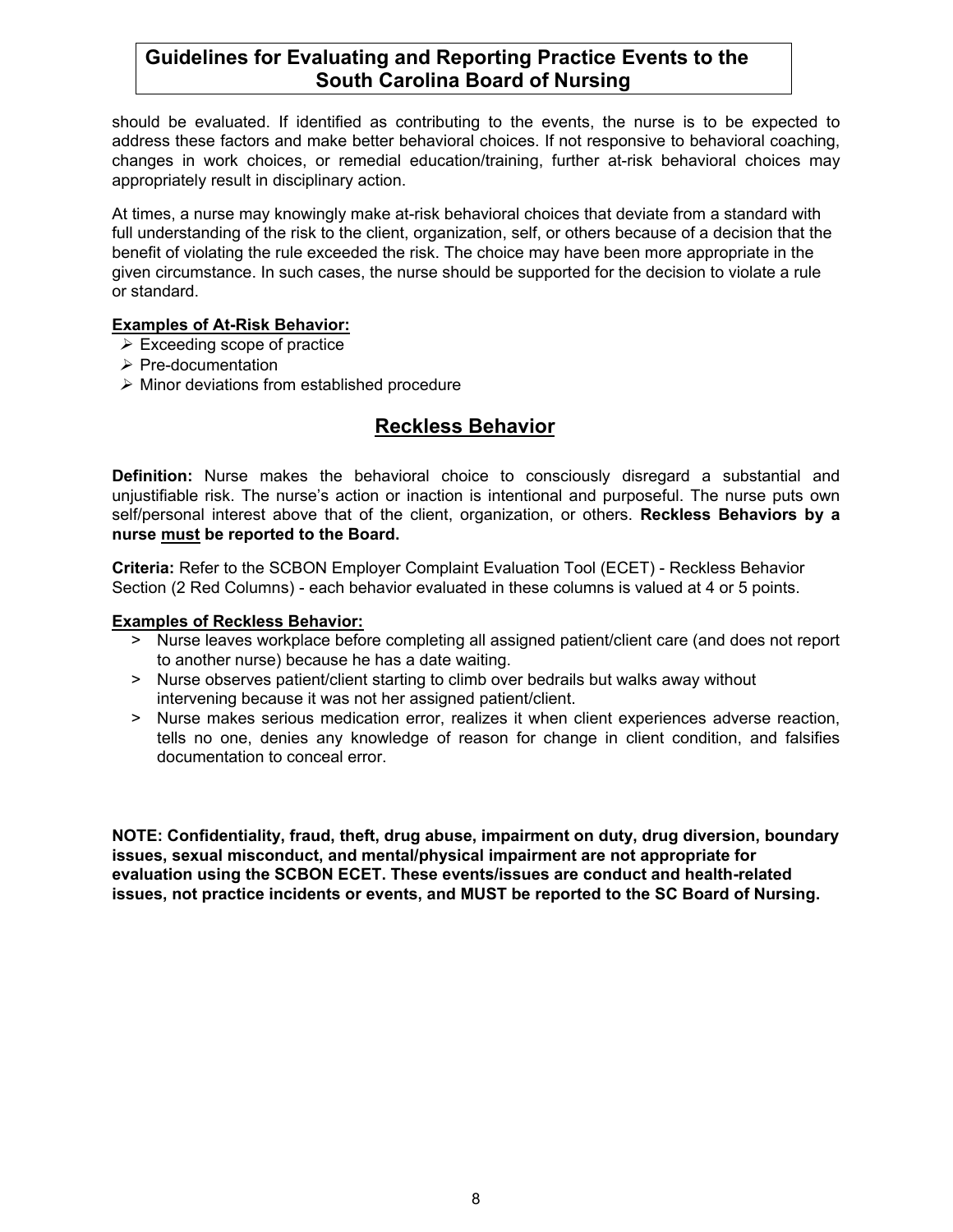should be evaluated. If identified as contributing to the events, the nurse is to be expected to address these factors and make better behavioral choices. If not responsive to behavioral coaching, changes in work choices, or remedial education/training, further at-risk behavioral choices may appropriately result in disciplinary action.

At times, a nurse may knowingly make at-risk behavioral choices that deviate from a standard with full understanding of the risk to the client, organization, self, or others because of a decision that the benefit of violating the rule exceeded the risk. The choice may have been more appropriate in the given circumstance. In such cases, the nurse should be supported for the decision to violate a rule or standard.

**Examples of At-Risk Behavior:**

- Exceeding scope of practice
- Pre-documentation
- Minor deviations from established procedure

## Reckless Behavior

**Definition:** Nurse makes the behavioral choice to consciously disregard a substantial and unjustifiable risk. The nurse's action or inaction is intentional and purposeful. The nurse puts own self/personal interest above that of the client, organization, or others. **Reckless Behaviors by a nurse must be reported to the Board.**

**Criteria:** Refer to the SCBON Employer Complaint Evaluation Tool (ECET) - Reckless Behavior Section (2 Red Columns) - each behavior evaluated in these columns is valued at 4 or 5 points.

**Examples of Reckless Behavior:**

- Nurse leaves workplace before completing all assigned patient/client care (and does not report to another nurse) because he has a date waiting.
- Nurse observes patient/client starting to climb over bedrails but walks away without intervening because it was not her assigned patient/client.
- Nurse makes serious medication error, realizes it when client experiences adverse reaction, tells no one, denies any knowledge of reason for change in client condition, and falsifies documentation to conceal error.

**NOTE: Confidentiality, fraud, theft, drug abuse, impairment on duty, drug diversion, boundary issues, sexual misconduct, and mental/physical impairment are not appropriate for evaluation using the SCBON ECET. These events/issues are conduct and health-related issues, not practice incidents or events, and MUST be reported to the SC Board of Nursing.**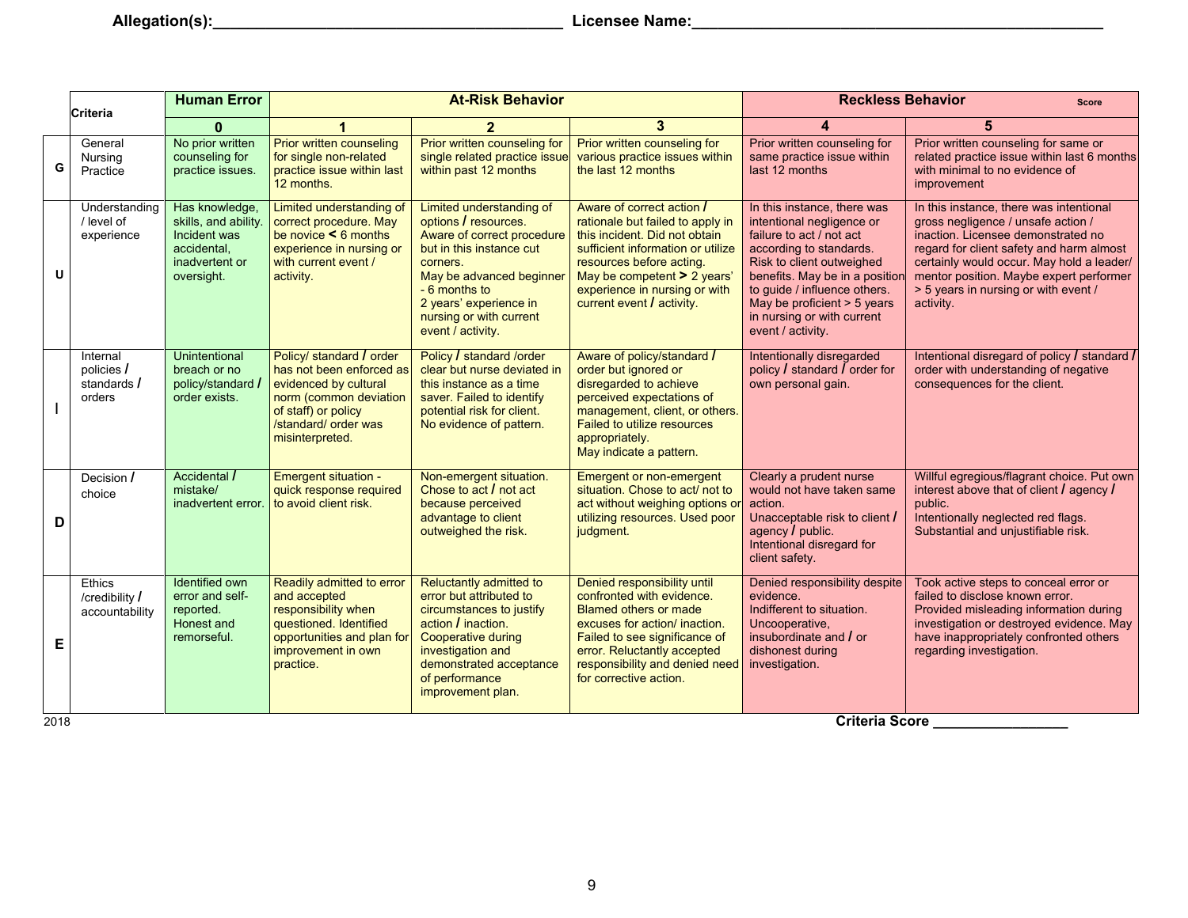**Allegation(s):**________________________________________ **Licensee Name:**____________________________________________

| | Criteria | Human Error | At-Risk Behavior | | | Reckless Behavior | Score |
|---|---|---|---|---|---|---|---|
| | | **0** | **1** | **2** | **3** | **4** | **5** |
| **G** | General Nursing Practice | No prior written counseling for practice issues. | Prior written counseling for single non-related practice issue within last 12 months. | Prior written counseling for single related practice issue within past 12 months | Prior written counseling for various practice issues within the last 12 months | Prior written counseling for same practice issue within last 12 months | Prior written counseling for same or related practice issue within last 6 months with minimal to no evidence of improvement |
| **U** | Understanding / level of experience | Has knowledge, skills, and ability. Incident was accidental, inadvertent or oversight. | Limited understanding of correct procedure. May be novice < 6 months experience in nursing or with current event / activity. | Limited understanding of options / resources. Aware of correct procedure but in this instance cut corners. May be advanced beginner - 6 months to 2 years' experience in nursing or with current event / activity. | Aware of correct action / rationale but failed to apply in this incident. Did not obtain sufficient information or utilize resources before acting. May be competent > 2 years' experience in nursing or with current event / activity. | In this instance, there was intentional negligence or failure to act / not act according to standards. Risk to client outweighed benefits. May be in a position to guide / influence others. May be proficient > 5 years in nursing or with current event / activity. | In this instance, there was intentional gross negligence / unsafe action / inaction. Licensee demonstrated no regard for client safety and harm almost certainly would occur. May hold a leader/ mentor position. Maybe expert performer > 5 years in nursing or with event / activity. |
| **I** | Internal policies / standards / orders | Unintentional breach or no policy/standard / order exists. | Policy/ standard / order has not been enforced as evidenced by cultural norm (common deviation of staff) or policy /standard/ order was misinterpreted. | Policy / standard /order clear but nurse deviated in this instance as a time saver. Failed to identify potential risk for client. No evidence of pattern. | Aware of policy/standard / order but ignored or disregarded to achieve perceived expectations of management, client, or others. Failed to utilize resources appropriately. May indicate a pattern. | Intentionally disregarded policy / standard / order for own personal gain. | Intentional disregard of policy / standard / order with understanding of negative consequences for the client. |
| **D** | Decision / choice | Accidental / mistake/ inadvertent error. | Emergent situation - quick response required to avoid client risk. | Non-emergent situation. Chose to act / not act because perceived advantage to client outweighed the risk. | Emergent or non-emergent situation. Chose to act/ not to act without weighing options or utilizing resources. Used poor judgment. | Clearly a prudent nurse would not have taken same action. Unacceptable risk to client / agency / public. Intentional disregard for client safety. | Willful egregious/flagrant choice. Put own interest above that of client / agency / public. Intentionally neglected red flags. Substantial and unjustifiable risk. |
| **E** | Ethics /credibility / accountability | Identified own error and self-reported. Honest and remorseful. | Readily admitted to error and accepted responsibility when questioned. Identified opportunities and plan for improvement in own practice. | Reluctantly admitted to error but attributed to circumstances to justify action / inaction. Cooperative during investigation and demonstrated acceptance of performance improvement plan. | Denied responsibility until confronted with evidence. Blamed others or made excuses for action/ inaction. Failed to see significance of error. Reluctantly accepted responsibility and denied need for corrective action. | Denied responsibility despite evidence. Indifferent to situation. Uncooperative, insubordinate and / or dishonest during investigation. | Took active steps to conceal error or failed to disclose known error. Provided misleading information during investigation or destroyed evidence. May have inappropriately confronted others regarding investigation. |

2018

**Criteria Score** ________________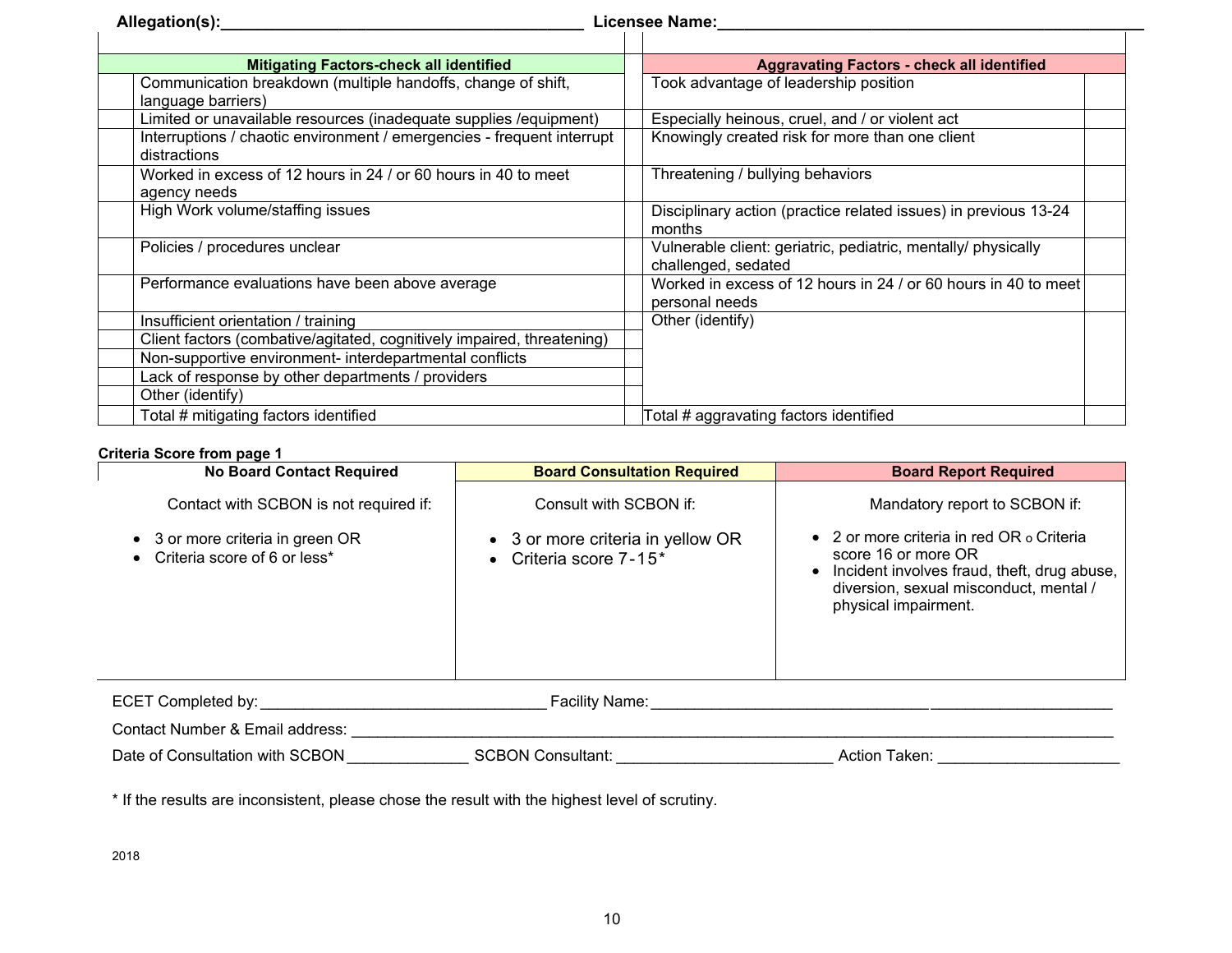Allegation(s):\_\_\_\_\_\_\_\_\_\_\_\_\_\_\_\_\_\_\_\_\_\_\_\_\_\_\_\_\_\_\_\_\_\_\_\_\_\_\_\_ Licensee Name:\_\_\_\_\_\_\_\_\_\_\_\_\_\_\_\_\_\_\_\_\_\_\_\_\_\_\_\_\_\_\_\_\_\_\_\_\_\_\_\_\_\_\_\_\_\_

| | Mitigating Factors-check all identified | Aggravating Factors - check all identified | |
|---|---|---|---|
| | Communication breakdown (multiple handoffs, change of shift, language barriers) | Took advantage of leadership position | |
| | Limited or unavailable resources (inadequate supplies /equipment) | Especially heinous, cruel, and / or violent act | |
| | Interruptions / chaotic environment / emergencies - frequent interrupt distractions | Knowingly created risk for more than one client | |
| | Worked in excess of 12 hours in 24 / or 60 hours in 40 to meet agency needs | Threatening / bullying behaviors | |
| | High Work volume/staffing issues | Disciplinary action (practice related issues) in previous 13-24 months | |
| | Policies / procedures unclear | Vulnerable client: geriatric, pediatric, mentally/ physically challenged, sedated | |
| | Performance evaluations have been above average | Worked in excess of 12 hours in 24 / or 60 hours in 40 to meet personal needs | |
| | Insufficient orientation / training | Other (identify) | |
| | Client factors (combative/agitated, cognitively impaired, threatening) | | |
| | Non-supportive environment- interdepartmental conflicts | | |
| | Lack of response by other departments / providers | | |
| | Other (identify) | | |
| | Total # mitigating factors identified | Total # aggravating factors identified | |

**Criteria Score from page 1**

| No Board Contact Required | Board Consultation Required | Board Report Required |
|---|---|---|
| Contact with SCBON is not required if:<br>• 3 or more criteria in green OR<br>• Criteria score of 6 or less* | Consult with SCBON if:<br>• 3 or more criteria in yellow OR<br>• Criteria score 7-15* | Mandatory report to SCBON if:<br>• 2 or more criteria in red OR o Criteria score 16 or more OR<br>• Incident involves fraud, theft, drug abuse, diversion, sexual misconduct, mental / physical impairment. |

ECET Completed by:\_\_\_\_\_\_\_\_\_\_\_\_\_\_\_\_\_\_\_\_\_\_\_\_\_\_\_\_\_\_\_\_ Facility Name:\_\_\_\_\_\_\_\_\_\_\_\_\_\_\_\_\_\_\_\_\_\_\_\_\_\_\_\_\_\_\_\_\_\_\_\_\_\_\_\_\_\_\_\_\_\_\_\_\_\_

Contact Number & Email address: \_\_\_\_\_\_\_\_\_\_\_\_\_\_\_\_\_\_\_\_\_\_\_\_\_\_\_\_\_\_\_\_\_\_\_\_\_\_\_\_\_\_\_\_\_\_\_\_\_\_\_\_\_\_\_\_\_\_\_\_\_\_\_\_\_\_\_\_\_\_\_\_\_\_\_\_\_\_\_\_\_\_\_\_

Date of Consultation with SCBON \_\_\_\_\_\_\_\_\_\_\_\_\_\_ SCBON Consultant: \_\_\_\_\_\_\_\_\_\_\_\_\_\_\_\_\_\_\_\_\_\_\_\_\_ Action Taken: \_\_\_\_\_\_\_\_\_\_\_\_\_\_\_\_\_\_\_\_\_

* If the results are inconsistent, please chose the result with the highest level of scrutiny.

2018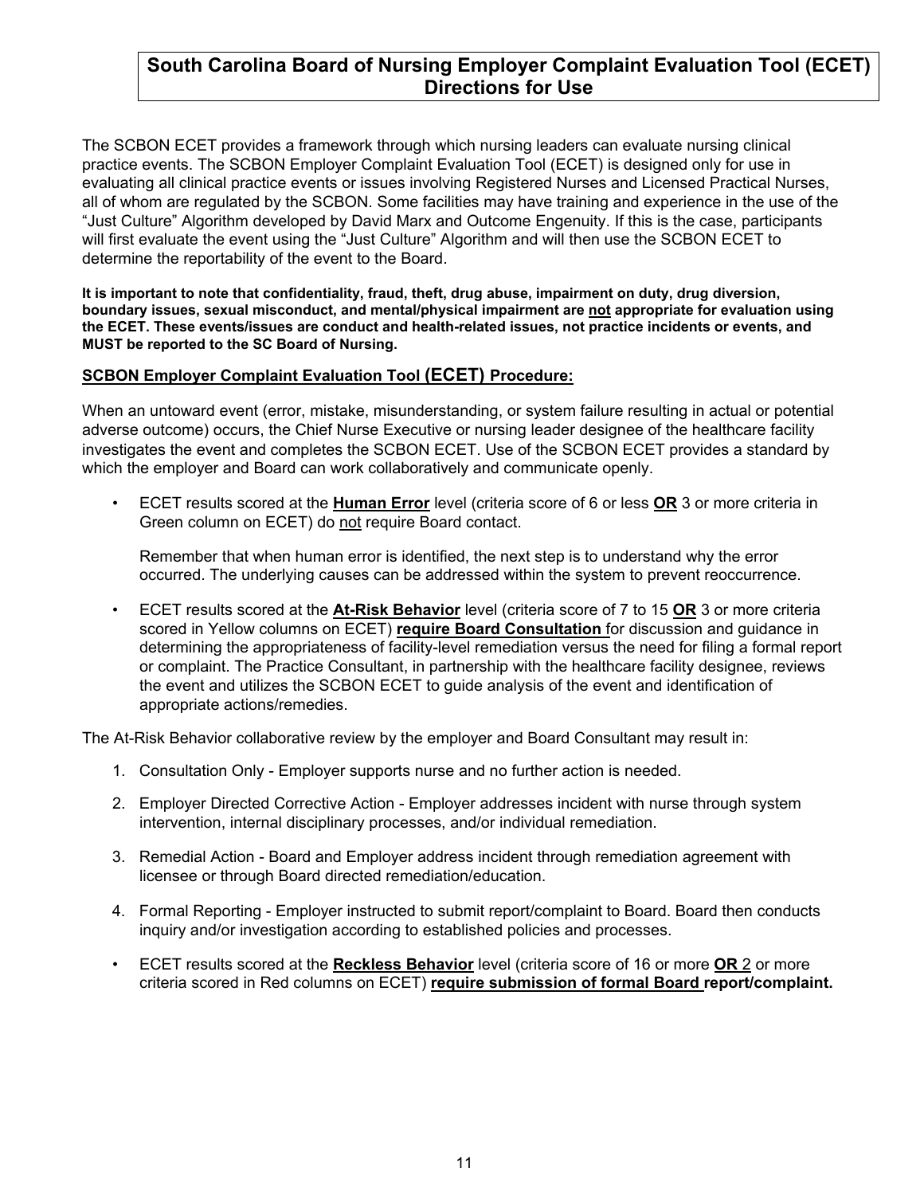# South Carolina Board of Nursing Employer Complaint Evaluation Tool (ECET) Directions for Use

The SCBON ECET provides a framework through which nursing leaders can evaluate nursing clinical practice events. The SCBON Employer Complaint Evaluation Tool (ECET) is designed only for use in evaluating all clinical practice events or issues involving Registered Nurses and Licensed Practical Nurses, all of whom are regulated by the SCBON. Some facilities may have training and experience in the use of the "Just Culture" Algorithm developed by David Marx and Outcome Engenuity. If this is the case, participants will first evaluate the event using the "Just Culture" Algorithm and will then use the SCBON ECET to determine the reportability of the event to the Board.

**It is important to note that confidentiality, fraud, theft, drug abuse, impairment on duty, drug diversion, boundary issues, sexual misconduct, and mental/physical impairment are <u>not</u> appropriate for evaluation using the ECET. These events/issues are conduct and health-related issues, not practice incidents or events, and MUST be reported to the SC Board of Nursing.**

## <u>SCBON Employer Complaint Evaluation Tool (ECET) Procedure:</u>

When an untoward event (error, mistake, misunderstanding, or system failure resulting in actual or potential adverse outcome) occurs, the Chief Nurse Executive or nursing leader designee of the healthcare facility investigates the event and completes the SCBON ECET. Use of the SCBON ECET provides a standard by which the employer and Board can work collaboratively and communicate openly.

- ECET results scored at the **<u>Human Error</u>** level (criteria score of 6 or less **<u>OR</u>** 3 or more criteria in Green column on ECET) do <u>not</u> require Board contact.

  Remember that when human error is identified, the next step is to understand why the error occurred. The underlying causes can be addressed within the system to prevent reoccurrence.

- ECET results scored at the **<u>At-Risk Behavior</u>** level (criteria score of 7 to 15 **<u>OR</u>** 3 or more criteria scored in Yellow columns on ECET) **<u>require Board Consultation</u>** for discussion and guidance in determining the appropriateness of facility-level remediation versus the need for filing a formal report or complaint. The Practice Consultant, in partnership with the healthcare facility designee, reviews the event and utilizes the SCBON ECET to guide analysis of the event and identification of appropriate actions/remedies.

The At-Risk Behavior collaborative review by the employer and Board Consultant may result in:

1. Consultation Only - Employer supports nurse and no further action is needed.
2. Employer Directed Corrective Action - Employer addresses incident with nurse through system intervention, internal disciplinary processes, and/or individual remediation.
3. Remedial Action - Board and Employer address incident through remediation agreement with licensee or through Board directed remediation/education.
4. Formal Reporting - Employer instructed to submit report/complaint to Board. Board then conducts inquiry and/or investigation according to established policies and processes.

- ECET results scored at the **<u>Reckless Behavior</u>** level (criteria score of 16 or more **<u>OR</u>** <u>2</u> or more criteria scored in Red columns on ECET) **<u>require submission of formal Board</u> report/complaint.**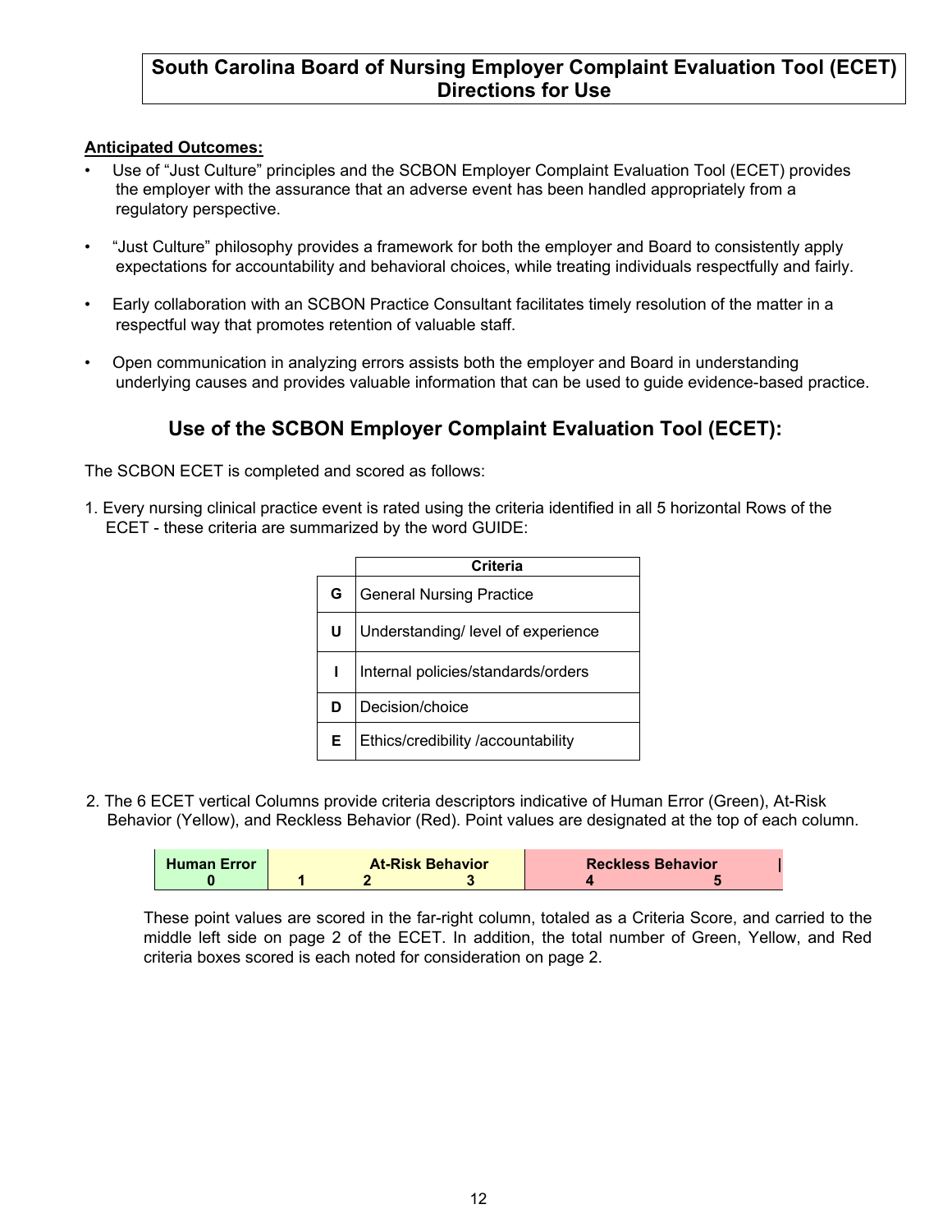# South Carolina Board of Nursing Employer Complaint Evaluation Tool (ECET) Directions for Use

**Anticipated Outcomes:**

- Use of "Just Culture" principles and the SCBON Employer Complaint Evaluation Tool (ECET) provides the employer with the assurance that an adverse event has been handled appropriately from a regulatory perspective.
- "Just Culture" philosophy provides a framework for both the employer and Board to consistently apply expectations for accountability and behavioral choices, while treating individuals respectfully and fairly.
- Early collaboration with an SCBON Practice Consultant facilitates timely resolution of the matter in a respectful way that promotes retention of valuable staff.
- Open communication in analyzing errors assists both the employer and Board in understanding underlying causes and provides valuable information that can be used to guide evidence-based practice.

## Use of the SCBON Employer Complaint Evaluation Tool (ECET):

The SCBON ECET is completed and scored as follows:

1. Every nursing clinical practice event is rated using the criteria identified in all 5 horizontal Rows of the ECET - these criteria are summarized by the word GUIDE:

| | Criteria |
|---|---|
| **G** | General Nursing Practice |
| **U** | Understanding/ level of experience |
| **I** | Internal policies/standards/orders |
| **D** | Decision/choice |
| **E** | Ethics/credibility /accountability |

2. The 6 ECET vertical Columns provide criteria descriptors indicative of Human Error (Green), At-Risk Behavior (Yellow), and Reckless Behavior (Red). Point values are designated at the top of each column.

| Human Error | At-Risk Behavior | | | Reckless Behavior | |
|---|---|---|---|---|---|
| 0 | 1 | 2 | 3 | 4 | 5 |

These point values are scored in the far-right column, totaled as a Criteria Score, and carried to the middle left side on page 2 of the ECET. In addition, the total number of Green, Yellow, and Red criteria boxes scored is each noted for consideration on page 2.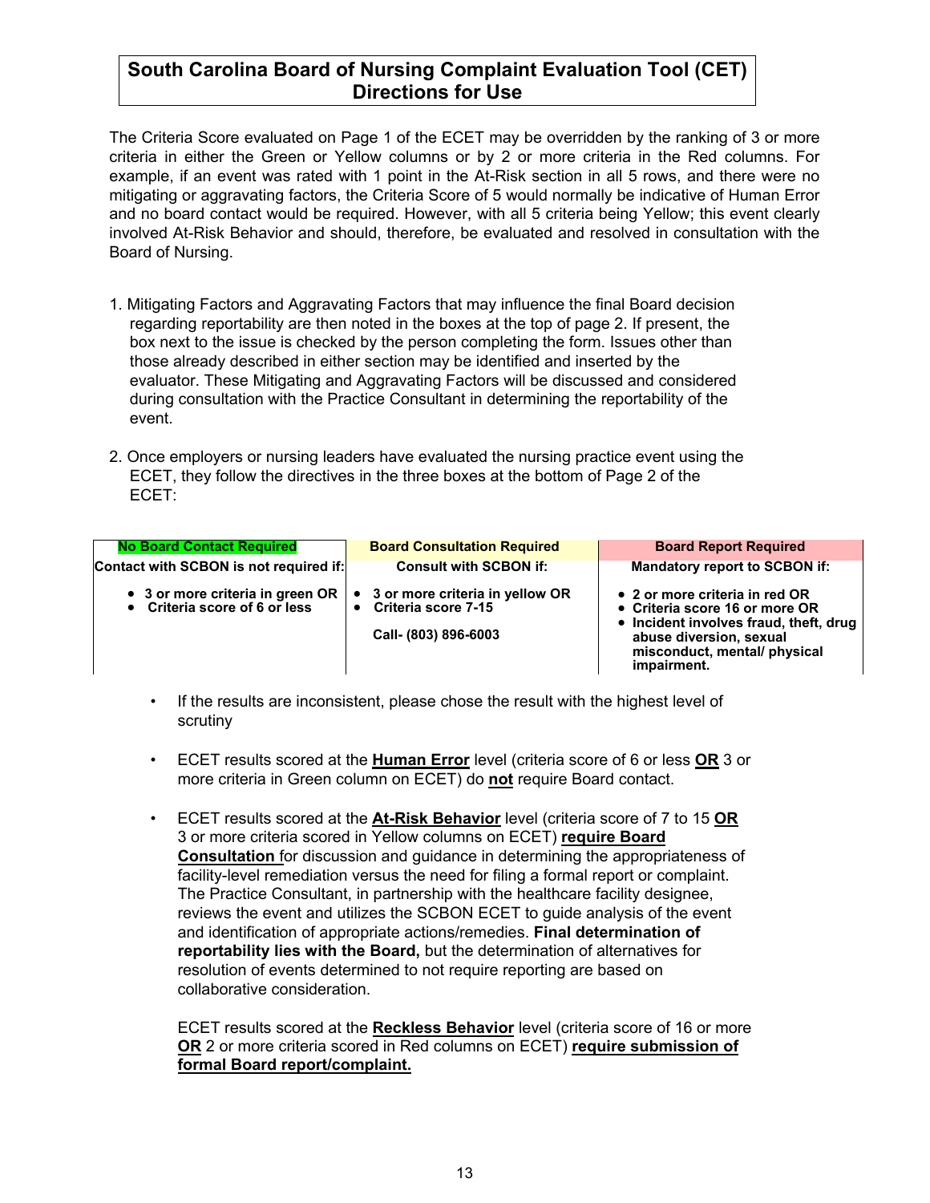# South Carolina Board of Nursing Complaint Evaluation Tool (CET) Directions for Use

The Criteria Score evaluated on Page 1 of the ECET may be overridden by the ranking of 3 or more criteria in either the Green or Yellow columns or by 2 or more criteria in the Red columns. For example, if an event was rated with 1 point in the At-Risk section in all 5 rows, and there were no mitigating or aggravating factors, the Criteria Score of 5 would normally be indicative of Human Error and no board contact would be required. However, with all 5 criteria being Yellow; this event clearly involved At-Risk Behavior and should, therefore, be evaluated and resolved in consultation with the Board of Nursing.

1. Mitigating Factors and Aggravating Factors that may influence the final Board decision regarding reportability are then noted in the boxes at the top of page 2. If present, the box next to the issue is checked by the person completing the form. Issues other than those already described in either section may be identified and inserted by the evaluator. These Mitigating and Aggravating Factors will be discussed and considered during consultation with the Practice Consultant in determining the reportability of the event.

2. Once employers or nursing leaders have evaluated the nursing practice event using the ECET, they follow the directives in the three boxes at the bottom of Page 2 of the ECET:

| **No Board Contact Required** | **Board Consultation Required** | **Board Report Required** |
|---|---|---|
| **Contact with SCBON is not required if:** | **Consult with SCBON if:** | **Mandatory report to SCBON if:** |
| • **3 or more criteria in green OR**<br>• **Criteria score of 6 or less** | • **3 or more criteria in yellow OR**<br>• **Criteria score 7-15**<br><br>**Call- (803) 896-6003** | • **2 or more criteria in red OR**<br>• **Criteria score 16 or more OR**<br>• **Incident involves fraud, theft, drug abuse diversion, sexual misconduct, mental/ physical impairment.** |

- If the results are inconsistent, please chose the result with the highest level of scrutiny

- ECET results scored at the **Human Error** level (criteria score of 6 or less **OR** 3 or more criteria in Green column on ECET) do **not** require Board contact.

- ECET results scored at the **At-Risk Behavior** level (criteria score of 7 to 15 **OR** 3 or more criteria scored in Yellow columns on ECET) **require Board Consultation** for discussion and guidance in determining the appropriateness of facility-level remediation versus the need for filing a formal report or complaint. The Practice Consultant, in partnership with the healthcare facility designee, reviews the event and utilizes the SCBON ECET to guide analysis of the event and identification of appropriate actions/remedies. **Final determination of reportability lies with the Board,** but the determination of alternatives for resolution of events determined to not require reporting are based on collaborative consideration.

  ECET results scored at the **Reckless Behavior** level (criteria score of 16 or more **OR** 2 or more criteria scored in Red columns on ECET) **require submission of formal Board report/complaint.**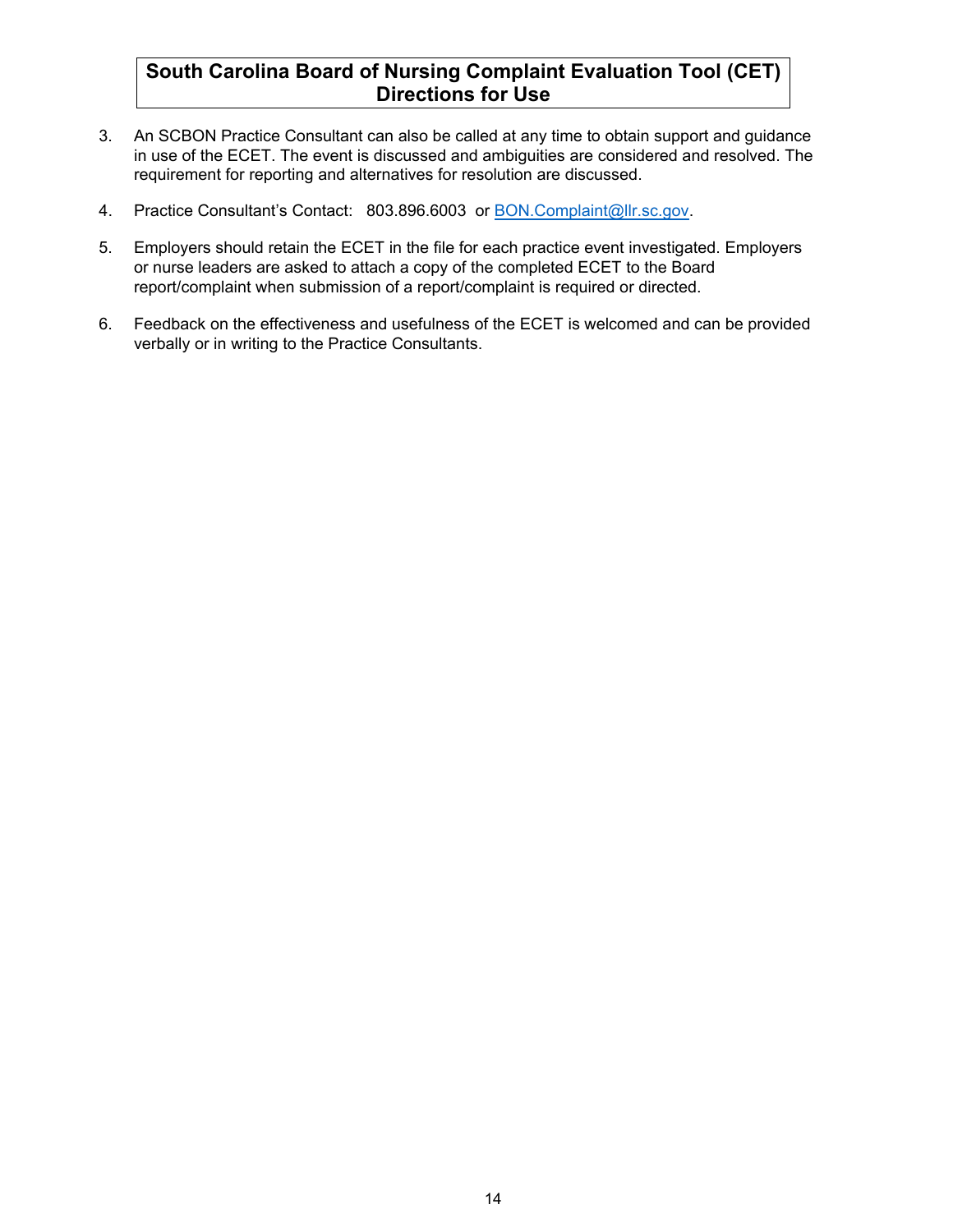# South Carolina Board of Nursing Complaint Evaluation Tool (CET) Directions for Use

3. An SCBON Practice Consultant can also be called at any time to obtain support and guidance in use of the ECET. The event is discussed and ambiguities are considered and resolved. The requirement for reporting and alternatives for resolution are discussed.

4. Practice Consultant's Contact: 803.896.6003 or BON.Complaint@llr.sc.gov.

5. Employers should retain the ECET in the file for each practice event investigated. Employers or nurse leaders are asked to attach a copy of the completed ECET to the Board report/complaint when submission of a report/complaint is required or directed.

6. Feedback on the effectiveness and usefulness of the ECET is welcomed and can be provided verbally or in writing to the Practice Consultants.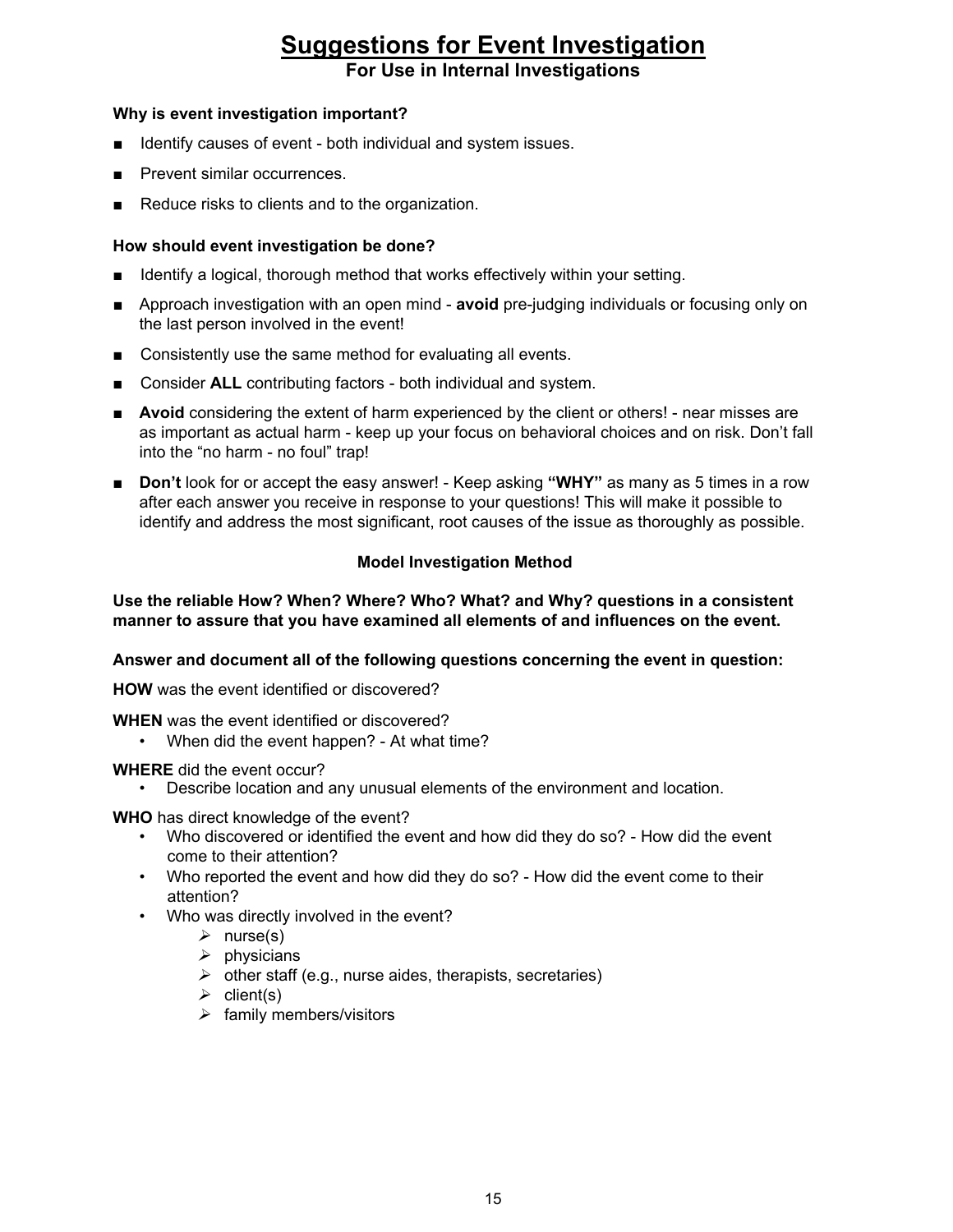# Suggestions for Event Investigation

**For Use in Internal Investigations**

**Why is event investigation important?**

- Identify causes of event - both individual and system issues.
- Prevent similar occurrences.
- Reduce risks to clients and to the organization.

**How should event investigation be done?**

- Identify a logical, thorough method that works effectively within your setting.
- Approach investigation with an open mind - **avoid** pre-judging individuals or focusing only on the last person involved in the event!
- Consistently use the same method for evaluating all events.
- Consider **ALL** contributing factors - both individual and system.
- **Avoid** considering the extent of harm experienced by the client or others! - near misses are as important as actual harm - keep up your focus on behavioral choices and on risk. Don't fall into the "no harm - no foul" trap!
- **Don't** look for or accept the easy answer! - Keep asking **"WHY"** as many as 5 times in a row after each answer you receive in response to your questions! This will make it possible to identify and address the most significant, root causes of the issue as thoroughly as possible.

**Model Investigation Method**

**Use the reliable How? When? Where? Who? What? and Why? questions in a consistent manner to assure that you have examined all elements of and influences on the event.**

**Answer and document all of the following questions concerning the event in question:**

**HOW** was the event identified or discovered?

**WHEN** was the event identified or discovered?

- When did the event happen? - At what time?

**WHERE** did the event occur?

- Describe location and any unusual elements of the environment and location.

**WHO** has direct knowledge of the event?

- Who discovered or identified the event and how did they do so? - How did the event come to their attention?
- Who reported the event and how did they do so? - How did the event come to their attention?
- Who was directly involved in the event?
  - nurse(s)
  - physicians
  - other staff (e.g., nurse aides, therapists, secretaries)
  - client(s)
  - family members/visitors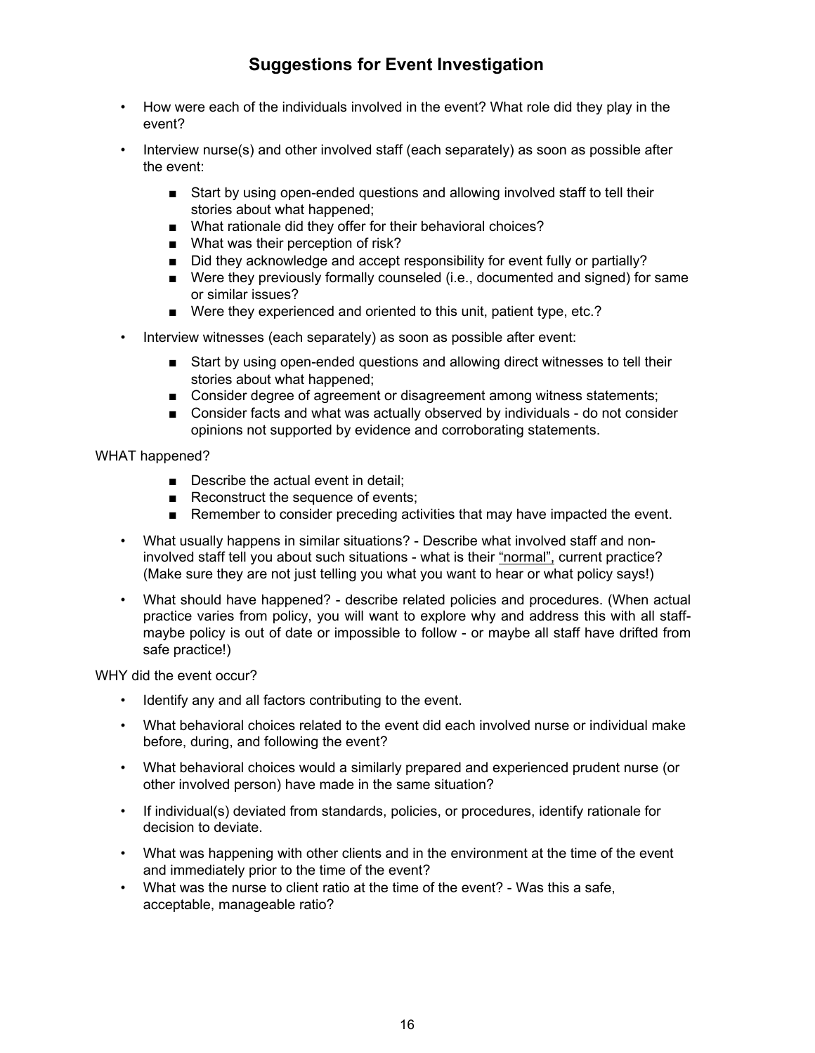# Suggestions for Event Investigation

- How were each of the individuals involved in the event? What role did they play in the event?
- Interview nurse(s) and other involved staff (each separately) as soon as possible after the event:
  - Start by using open-ended questions and allowing involved staff to tell their stories about what happened;
  - What rationale did they offer for their behavioral choices?
  - What was their perception of risk?
  - Did they acknowledge and accept responsibility for event fully or partially?
  - Were they previously formally counseled (i.e., documented and signed) for same or similar issues?
  - Were they experienced and oriented to this unit, patient type, etc.?
- Interview witnesses (each separately) as soon as possible after event:
  - Start by using open-ended questions and allowing direct witnesses to tell their stories about what happened;
  - Consider degree of agreement or disagreement among witness statements;
  - Consider facts and what was actually observed by individuals - do not consider opinions not supported by evidence and corroborating statements.

WHAT happened?

- Describe the actual event in detail;
- Reconstruct the sequence of events;
- Remember to consider preceding activities that may have impacted the event.

- What usually happens in similar situations? - Describe what involved staff and non-involved staff tell you about such situations - what is their "normal", current practice? (Make sure they are not just telling you what you want to hear or what policy says!)
- What should have happened? - describe related policies and procedures. (When actual practice varies from policy, you will want to explore why and address this with all staff- maybe policy is out of date or impossible to follow - or maybe all staff have drifted from safe practice!)

WHY did the event occur?

- Identify any and all factors contributing to the event.
- What behavioral choices related to the event did each involved nurse or individual make before, during, and following the event?
- What behavioral choices would a similarly prepared and experienced prudent nurse (or other involved person) have made in the same situation?
- If individual(s) deviated from standards, policies, or procedures, identify rationale for decision to deviate.
- What was happening with other clients and in the environment at the time of the event and immediately prior to the time of the event?
- What was the nurse to client ratio at the time of the event? - Was this a safe, acceptable, manageable ratio?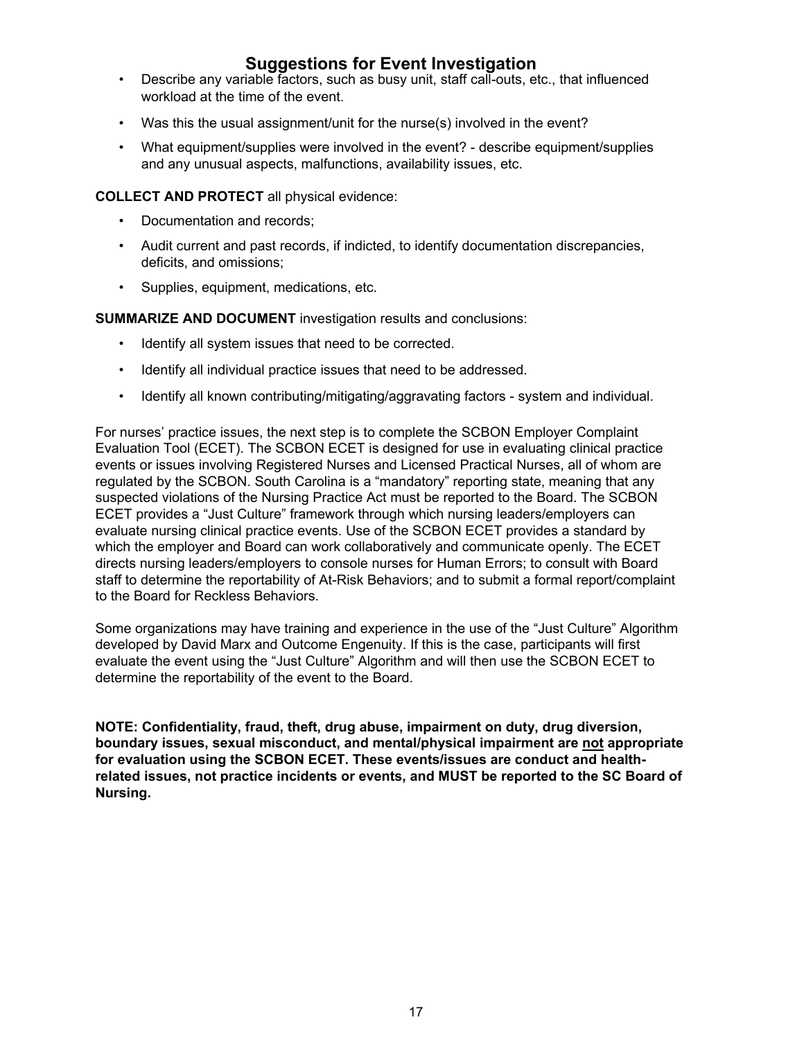## Suggestions for Event Investigation

- Describe any variable factors, such as busy unit, staff call-outs, etc., that influenced workload at the time of the event.
- Was this the usual assignment/unit for the nurse(s) involved in the event?
- What equipment/supplies were involved in the event? - describe equipment/supplies and any unusual aspects, malfunctions, availability issues, etc.

**COLLECT AND PROTECT** all physical evidence:

- Documentation and records;
- Audit current and past records, if indicted, to identify documentation discrepancies, deficits, and omissions;
- Supplies, equipment, medications, etc.

**SUMMARIZE AND DOCUMENT** investigation results and conclusions:

- Identify all system issues that need to be corrected.
- Identify all individual practice issues that need to be addressed.
- Identify all known contributing/mitigating/aggravating factors - system and individual.

For nurses' practice issues, the next step is to complete the SCBON Employer Complaint Evaluation Tool (ECET). The SCBON ECET is designed for use in evaluating clinical practice events or issues involving Registered Nurses and Licensed Practical Nurses, all of whom are regulated by the SCBON. South Carolina is a "mandatory" reporting state, meaning that any suspected violations of the Nursing Practice Act must be reported to the Board. The SCBON ECET provides a "Just Culture" framework through which nursing leaders/employers can evaluate nursing clinical practice events. Use of the SCBON ECET provides a standard by which the employer and Board can work collaboratively and communicate openly. The ECET directs nursing leaders/employers to console nurses for Human Errors; to consult with Board staff to determine the reportability of At-Risk Behaviors; and to submit a formal report/complaint to the Board for Reckless Behaviors.

Some organizations may have training and experience in the use of the "Just Culture" Algorithm developed by David Marx and Outcome Engenuity. If this is the case, participants will first evaluate the event using the "Just Culture" Algorithm and will then use the SCBON ECET to determine the reportability of the event to the Board.

**NOTE: Confidentiality, fraud, theft, drug abuse, impairment on duty, drug diversion, boundary issues, sexual misconduct, and mental/physical impairment are <u>not</u> appropriate for evaluation using the SCBON ECET. These events/issues are conduct and health-related issues, not practice incidents or events, and MUST be reported to the SC Board of Nursing.**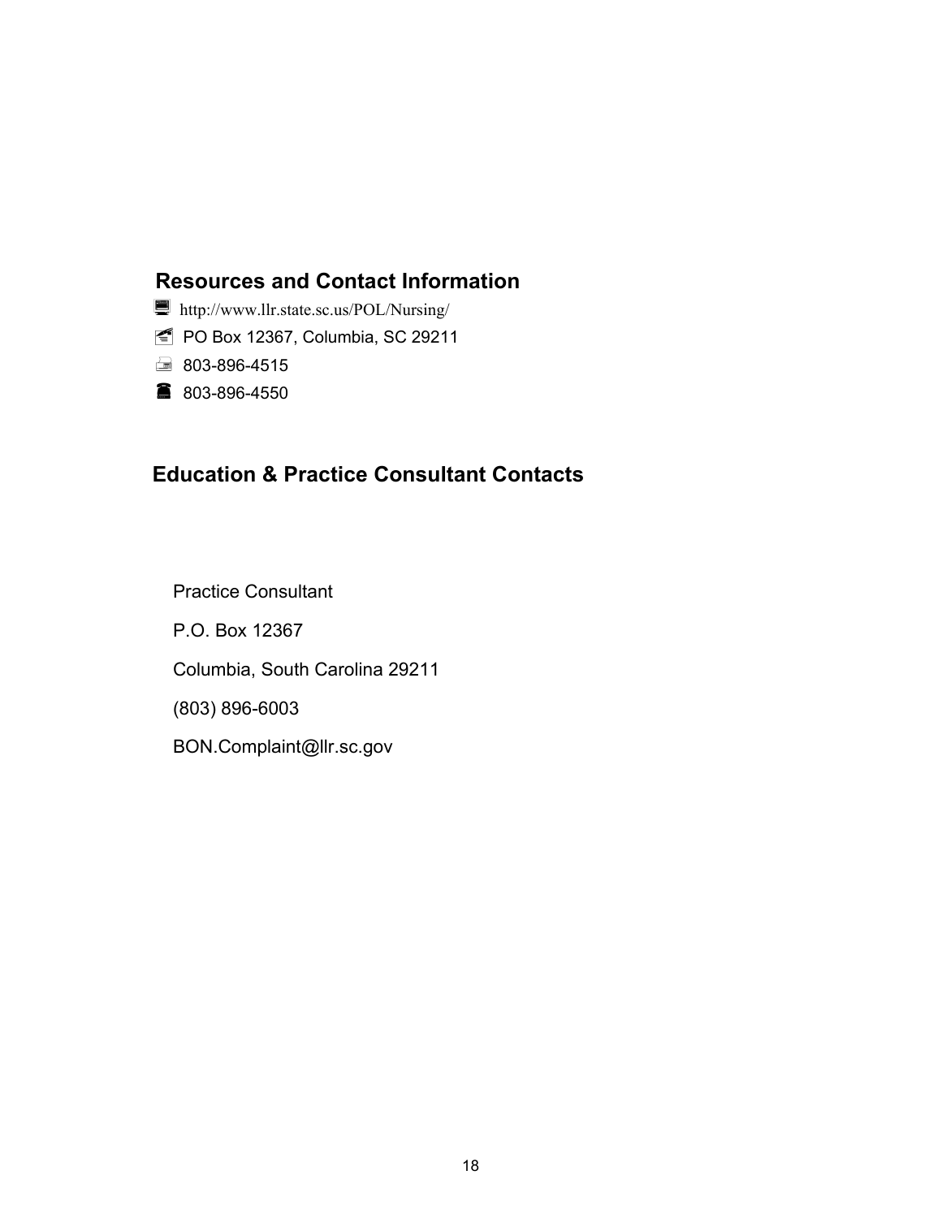## Resources and Contact Information

http://www.llr.state.sc.us/POL/Nursing/

PO Box 12367, Columbia, SC 29211

803-896-4515

803-896-4550

## Education & Practice Consultant Contacts

Practice Consultant

P.O. Box 12367

Columbia, South Carolina 29211

(803) 896-6003

BON.Complaint@llr.sc.gov